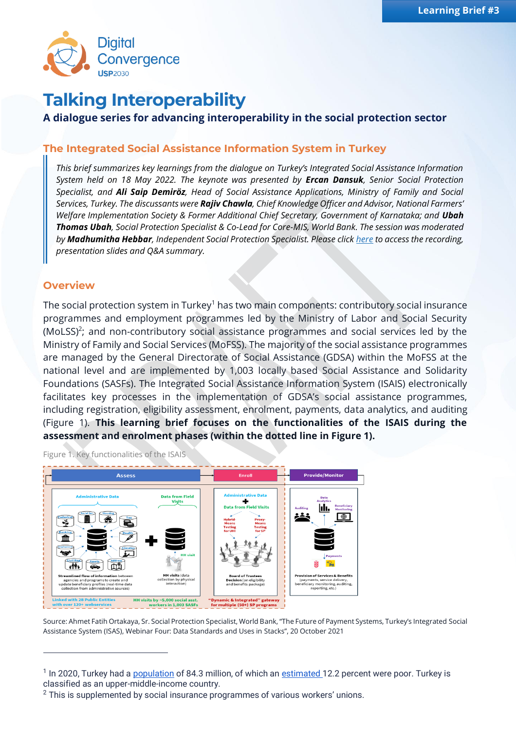Learning Brief #3

Digital Convergence USP2030

# Talking Interoperability

**A dialogue series for advancing interoperability in the social protection sector**

## The Integrated Social Assistance Information System in Turkey

*This brief summarizes key learnings from the dialogue on Turkey's Integrated Social Assistance Information System held on 18 May 2022. The keynote was presented by **Ercan Dansuk**, Senior Social Protection Specialist, and **Ali Saip Demiröz**, Head of Social Assistance Applications, Ministry of Family and Social Services, Turkey. The discussants were **Rajiv Chawla**, Chief Knowledge Officer and Advisor, National Farmers' Welfare Implementation Society & Former Additional Chief Secretary, Government of Karnataka; and **Ubah Thomas Ubah**, Social Protection Specialist & Co-Lead for Core-MIS, World Bank. The session was moderated by **Madhumitha Hebbar**, Independent Social Protection Specialist. Please click here to access the recording, presentation slides and Q&A summary.*

## Overview

The social protection system in Turkey[1] has two main components: contributory social insurance programmes and employment programmes led by the Ministry of Labor and Social Security (MoLSS)[2]; and non-contributory social assistance programmes and social services led by the Ministry of Family and Social Services (MoFSS). The majority of the social assistance programmes are managed by the General Directorate of Social Assistance (GDSA) within the MoFSS at the national level and are implemented by 1,003 locally based Social Assistance and Solidarity Foundations (SASFs). The Integrated Social Assistance Information System (ISAIS) electronically facilitates key processes in the implementation of GDSA's social assistance programmes, including registration, eligibility assessment, enrolment, payments, data analytics, and auditing (Figure 1). **This learning brief focuses on the functionalities of the ISAIS during the assessment and enrolment phases (within the dotted line in Figure 1).**

Figure 1. Key functionalities of the ISAIS

Source: Ahmet Fatih Ortakaya, Sr. Social Protection Specialist, World Bank, "The Future of Payment Systems, Turkey's Integrated Social Assistance System (ISAS), Webinar Four: Data Standards and Uses in Stacks", 20 October 2021

---

[1] In 2020, Turkey had a population of 84.3 million, of which an estimated 12.2 percent were poor. Turkey is classified as an upper-middle-income country.

[2] This is supplemented by social insurance programmes of various workers' unions.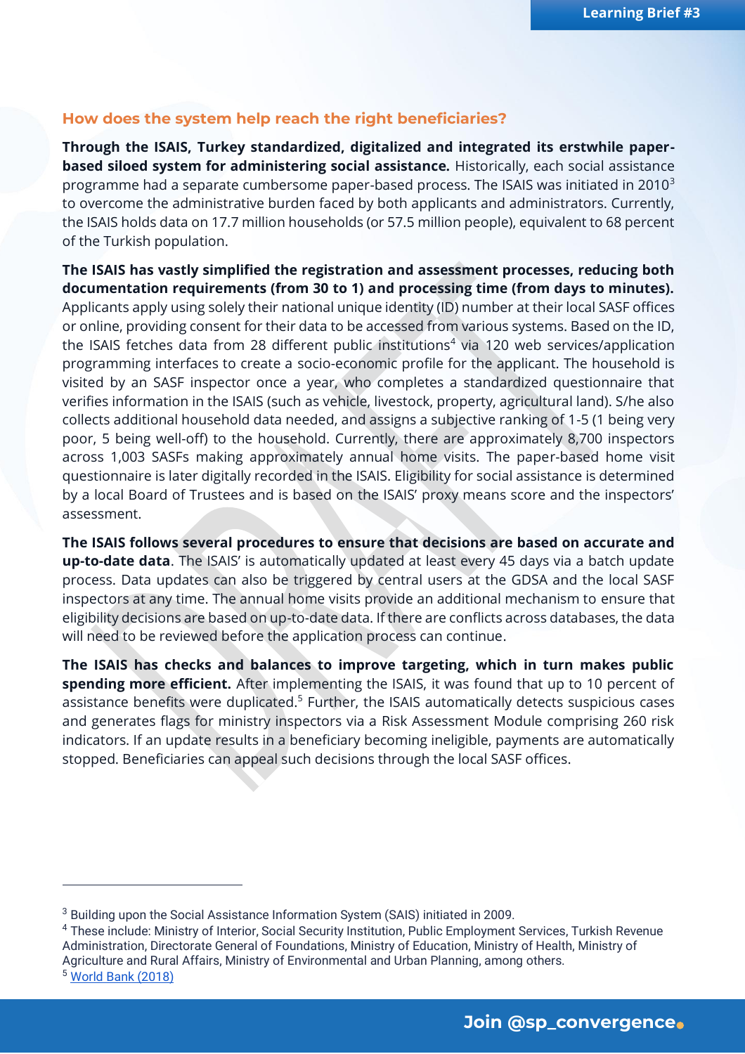## How does the system help reach the right beneficiaries?

**Through the ISAIS, Turkey standardized, digitalized and integrated its erstwhile paper-based siloed system for administering social assistance.** Historically, each social assistance programme had a separate cumbersome paper-based process. The ISAIS was initiated in 2010[3] to overcome the administrative burden faced by both applicants and administrators. Currently, the ISAIS holds data on 17.7 million households (or 57.5 million people), equivalent to 68 percent of the Turkish population.

**The ISAIS has vastly simplified the registration and assessment processes, reducing both documentation requirements (from 30 to 1) and processing time (from days to minutes).** Applicants apply using solely their national unique identity (ID) number at their local SASF offices or online, providing consent for their data to be accessed from various systems. Based on the ID, the ISAIS fetches data from 28 different public institutions[4] via 120 web services/application programming interfaces to create a socio-economic profile for the applicant. The household is visited by an SASF inspector once a year, who completes a standardized questionnaire that verifies information in the ISAIS (such as vehicle, livestock, property, agricultural land). S/he also collects additional household data needed, and assigns a subjective ranking of 1-5 (1 being very poor, 5 being well-off) to the household. Currently, there are approximately 8,700 inspectors across 1,003 SASFs making approximately annual home visits. The paper-based home visit questionnaire is later digitally recorded in the ISAIS. Eligibility for social assistance is determined by a local Board of Trustees and is based on the ISAIS' proxy means score and the inspectors' assessment.

**The ISAIS follows several procedures to ensure that decisions are based on accurate and up-to-date data**. The ISAIS' is automatically updated at least every 45 days via a batch update process. Data updates can also be triggered by central users at the GDSA and the local SASF inspectors at any time. The annual home visits provide an additional mechanism to ensure that eligibility decisions are based on up-to-date data. If there are conflicts across databases, the data will need to be reviewed before the application process can continue.

**The ISAIS has checks and balances to improve targeting, which in turn makes public spending more efficient.** After implementing the ISAIS, it was found that up to 10 percent of assistance benefits were duplicated.[5] Further, the ISAIS automatically detects suspicious cases and generates flags for ministry inspectors via a Risk Assessment Module comprising 260 risk indicators. If an update results in a beneficiary becoming ineligible, payments are automatically stopped. Beneficiaries can appeal such decisions through the local SASF offices.

---

[3] Building upon the Social Assistance Information System (SAIS) initiated in 2009.

[4] These include: Ministry of Interior, Social Security Institution, Public Employment Services, Turkish Revenue Administration, Directorate General of Foundations, Ministry of Education, Ministry of Health, Ministry of Agriculture and Rural Affairs, Ministry of Environmental and Urban Planning, among others.

[5] World Bank (2018)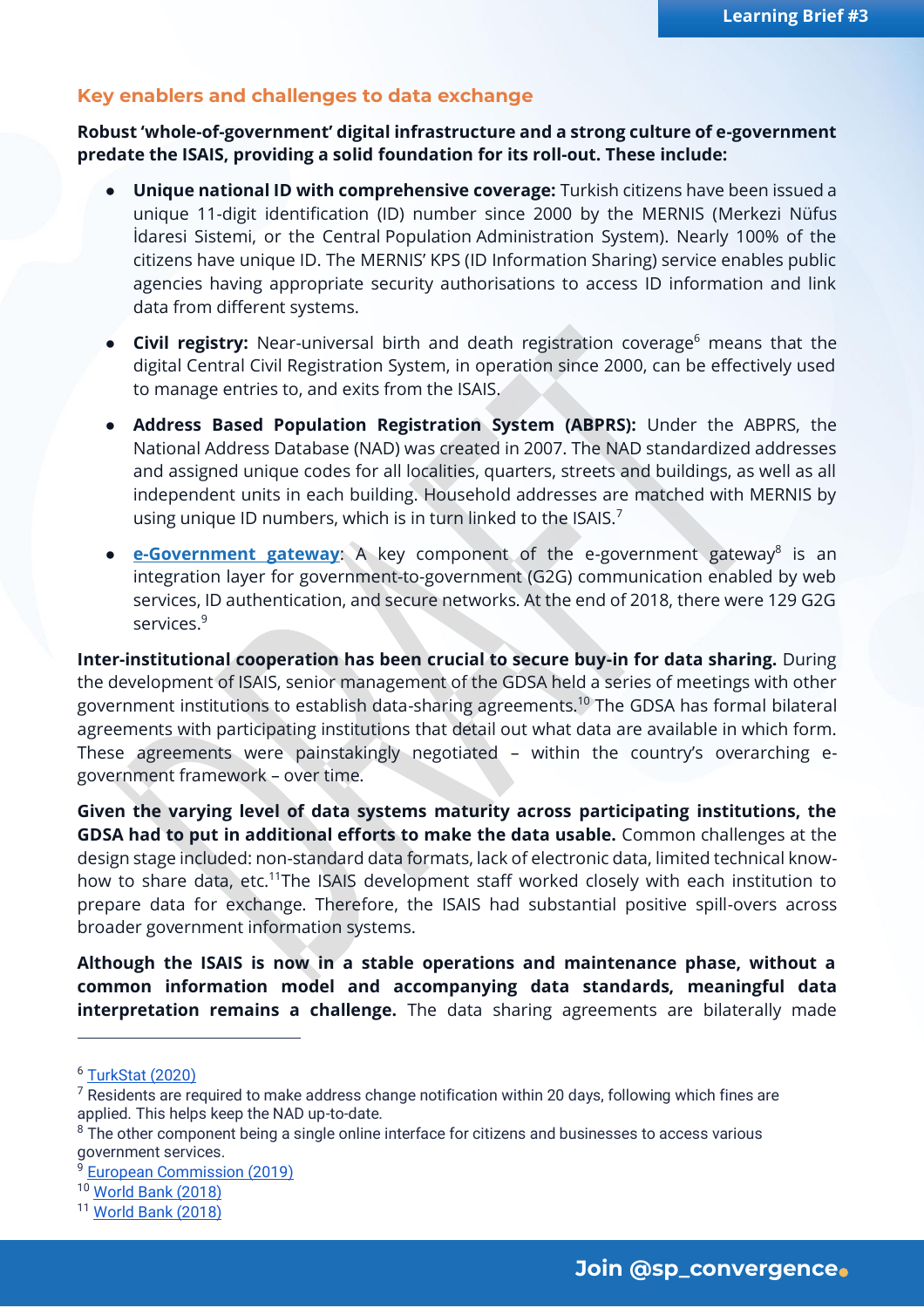## Key enablers and challenges to data exchange

**Robust 'whole-of-government' digital infrastructure and a strong culture of e-government predate the ISAIS, providing a solid foundation for its roll-out. These include:**

- **Unique national ID with comprehensive coverage:** Turkish citizens have been issued a unique 11-digit identification (ID) number since 2000 by the MERNIS (Merkezi Nüfus İdaresi Sistemi, or the Central Population Administration System). Nearly 100% of the citizens have unique ID. The MERNIS' KPS (ID Information Sharing) service enables public agencies having appropriate security authorisations to access ID information and link data from different systems.
- **Civil registry:** Near-universal birth and death registration coverage[6] means that the digital Central Civil Registration System, in operation since 2000, can be effectively used to manage entries to, and exits from the ISAIS.
- **Address Based Population Registration System (ABPRS):** Under the ABPRS, the National Address Database (NAD) was created in 2007. The NAD standardized addresses and assigned unique codes for all localities, quarters, streets and buildings, as well as all independent units in each building. Household addresses are matched with MERNIS by using unique ID numbers, which is in turn linked to the ISAIS.[7]
- **e-Government gateway**: A key component of the e-government gateway[8] is an integration layer for government-to-government (G2G) communication enabled by web services, ID authentication, and secure networks. At the end of 2018, there were 129 G2G services.[9]

**Inter-institutional cooperation has been crucial to secure buy-in for data sharing.** During the development of ISAIS, senior management of the GDSA held a series of meetings with other government institutions to establish data-sharing agreements.[10] The GDSA has formal bilateral agreements with participating institutions that detail out what data are available in which form. These agreements were painstakingly negotiated – within the country's overarching e-government framework – over time.

**Given the varying level of data systems maturity across participating institutions, the GDSA had to put in additional efforts to make the data usable.** Common challenges at the design stage included: non-standard data formats, lack of electronic data, limited technical know-how to share data, etc.[11] The ISAIS development staff worked closely with each institution to prepare data for exchange. Therefore, the ISAIS had substantial positive spill-overs across broader government information systems.

**Although the ISAIS is now in a stable operations and maintenance phase, without a common information model and accompanying data standards, meaningful data interpretation remains a challenge.** The data sharing agreements are bilaterally made

---

[6] TurkStat (2020)

[7] Residents are required to make address change notification within 20 days, following which fines are applied. This helps keep the NAD up-to-date.

[8] The other component being a single online interface for citizens and businesses to access various government services.

[9] European Commission (2019)

[10] World Bank (2018)

[11] World Bank (2018)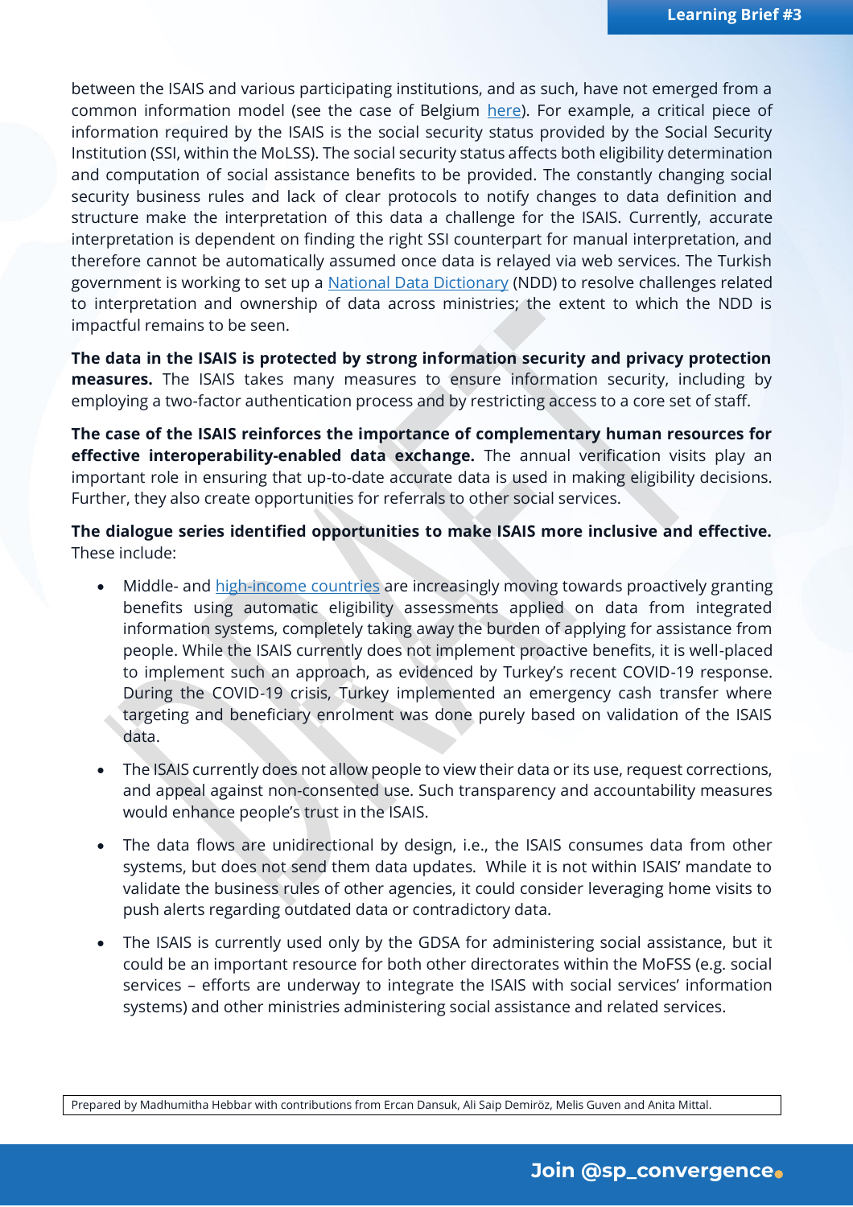between the ISAIS and various participating institutions, and as such, have not emerged from a common information model (see the case of Belgium here). For example, a critical piece of information required by the ISAIS is the social security status provided by the Social Security Institution (SSI, within the MoLSS). The social security status affects both eligibility determination and computation of social assistance benefits to be provided. The constantly changing social security business rules and lack of clear protocols to notify changes to data definition and structure make the interpretation of this data a challenge for the ISAIS. Currently, accurate interpretation is dependent on finding the right SSI counterpart for manual interpretation, and therefore cannot be automatically assumed once data is relayed via web services. The Turkish government is working to set up a National Data Dictionary (NDD) to resolve challenges related to interpretation and ownership of data across ministries; the extent to which the NDD is impactful remains to be seen.

**The data in the ISAIS is protected by strong information security and privacy protection measures.** The ISAIS takes many measures to ensure information security, including by employing a two-factor authentication process and by restricting access to a core set of staff.

**The case of the ISAIS reinforces the importance of complementary human resources for effective interoperability-enabled data exchange.** The annual verification visits play an important role in ensuring that up-to-date accurate data is used in making eligibility decisions. Further, they also create opportunities for referrals to other social services.

**The dialogue series identified opportunities to make ISAIS more inclusive and effective.** These include:

- Middle- and high-income countries are increasingly moving towards proactively granting benefits using automatic eligibility assessments applied on data from integrated information systems, completely taking away the burden of applying for assistance from people. While the ISAIS currently does not implement proactive benefits, it is well-placed to implement such an approach, as evidenced by Turkey's recent COVID-19 response. During the COVID-19 crisis, Turkey implemented an emergency cash transfer where targeting and beneficiary enrolment was done purely based on validation of the ISAIS data.
- The ISAIS currently does not allow people to view their data or its use, request corrections, and appeal against non-consented use. Such transparency and accountability measures would enhance people's trust in the ISAIS.
- The data flows are unidirectional by design, i.e., the ISAIS consumes data from other systems, but does not send them data updates. While it is not within ISAIS' mandate to validate the business rules of other agencies, it could consider leveraging home visits to push alerts regarding outdated data or contradictory data.
- The ISAIS is currently used only by the GDSA for administering social assistance, but it could be an important resource for both other directorates within the MoFSS (e.g. social services – efforts are underway to integrate the ISAIS with social services' information systems) and other ministries administering social assistance and related services.

Prepared by Madhumitha Hebbar with contributions from Ercan Dansuk, Ali Saip Demiröz, Melis Guven and Anita Mittal.

Join @sp_convergence